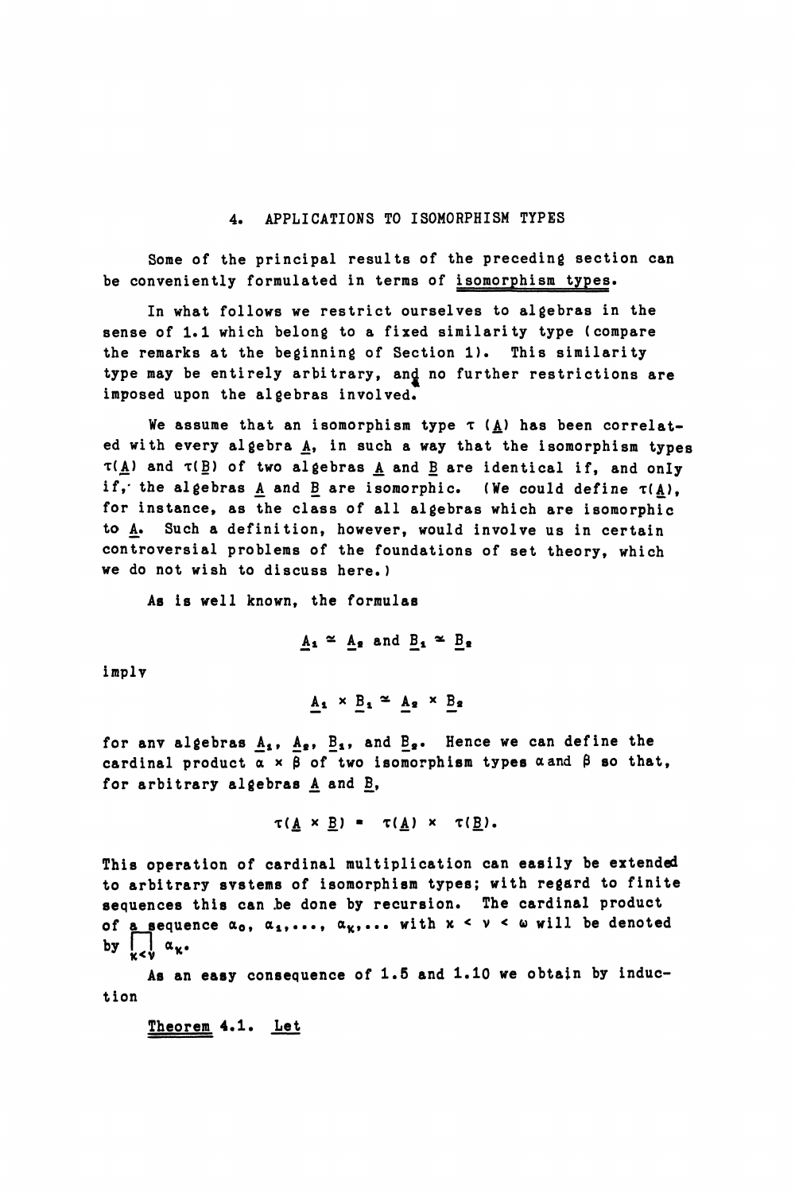## 4. APPLICATIONS TO ISOMORPHISM TYPES

Some of the principal results of the preceding section can be conveniently formulated in terms of isomorphism types.

In what follows we restrict ourselves to algebras in the sense of 1.1 which belong to a fixed similarity type (compare the remarks at the beginning of Section 1). This similarity type may be entirely arbitrary, and no further restrictions are imposed upon the algebras involved.

We assume that an isomorphism type $\tau(\underline{A})$ has been correlated with every algebra $\underline{A}$, in such a way that the isomorphism types $\tau(\underline{A})$ and $\tau(\underline{B})$ of two algebras $\underline{A}$ and $\underline{B}$ are identical if, and only if, the algebras $\underline{A}$ and $\underline{B}$ are isomorphic. (We could define $\tau(\underline{A})$, for instance, as the class of all algebras which are isomorphic to $\underline{A}$. Such a definition, however, would involve us in certain controversial problems of the foundations of set theory, which we do not wish to discuss here.)

As is well known, the formulas

$$\underline{A}_1 \cong \underline{A}_2 \text{ and } \underline{B}_1 \cong \underline{B}_2$$

imply

$$\underline{A}_1 \times \underline{B}_1 \cong \underline{A}_2 \times \underline{B}_2$$

for any algebras $\underline{A}_1$, $\underline{A}_2$, $\underline{B}_1$, and $\underline{B}_2$. Hence we can define the cardinal product $\alpha \times \beta$ of two isomorphism types $\alpha$ and $\beta$ so that, for arbitrary algebras $\underline{A}$ and $\underline{B}$,

$$\tau(\underline{A} \times \underline{B}) = \tau(\underline{A}) \times \tau(\underline{B}).$$

This operation of cardinal multiplication can easily be extended to arbitrary systems of isomorphism types; with regard to finite sequences this can be done by recursion. The cardinal product of a sequence $\alpha_0, \alpha_1, \ldots, \alpha_\kappa, \ldots$ with $\kappa < \nu < \omega$ will be denoted by $\prod_{\kappa<\nu} \alpha_\kappa$.

As an easy consequence of 1.5 and 1.10 we obtain by induction

**Theorem 4.1.** *Let*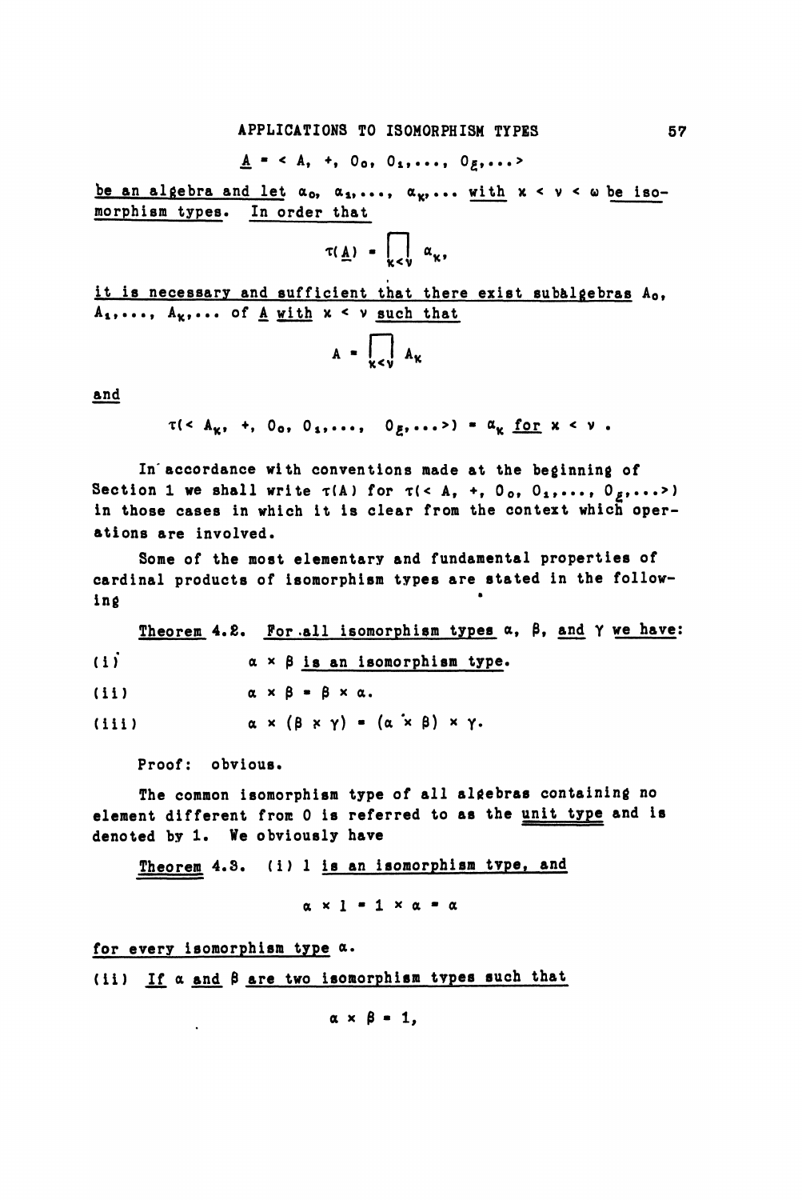$$\underline{A} = \langle A, +, O_0, O_1, \ldots, O_\xi, \ldots \rangle$$

*be an algebra and let* $\alpha_0, \alpha_1, \ldots, \alpha_\kappa, \ldots$ *with* $\kappa < \nu < \omega$ *be isomorphism types. In order that*

$$\tau(\underline{A}) = \prod_{\kappa<\nu} \alpha_\kappa,$$

*it is necessary and sufficient that there exist subalgebras* $A_0, A_1, \ldots, A_\kappa, \ldots$ *of* $\underline{A}$ *with* $\kappa < \nu$ *such that*

$$A = \prod_{\kappa<\nu} A_\kappa$$

*and*

$$\tau(\langle A_\kappa, +, O_0, O_1, \ldots, O_\xi, \ldots \rangle) = \alpha_\kappa \text{ for } \kappa < \nu .$$

In accordance with conventions made at the beginning of Section 1 we shall write $\tau(A)$ for $\tau(\langle A, +, O_0, O_1, \ldots, O_\xi, \ldots \rangle)$ in those cases in which it is clear from the context which operations are involved.

Some of the most elementary and fundamental properties of cardinal products of isomorphism types are stated in the following

Theorem 4.2. *For all isomorphism types* $\alpha$, $\beta$, *and* $\gamma$ *we have:*

(i) $\alpha \times \beta$ *is an isomorphism type.*

(ii) $\alpha \times \beta = \beta \times \alpha$.

(iii) $\alpha \times (\beta \times \gamma) = (\alpha \times \beta) \times \gamma$.

Proof: obvious.

The common isomorphism type of all algebras containing no element different from 0 is referred to as the unit type and is denoted by 1. We obviously have

Theorem 4.3. (i) *1 is an isomorphism type, and*

$$\alpha \times 1 = 1 \times \alpha = \alpha$$

*for every isomorphism type* $\alpha$.

(ii) *If* $\alpha$ *and* $\beta$ *are two isomorphism types such that*

$$\alpha \times \beta = 1,$$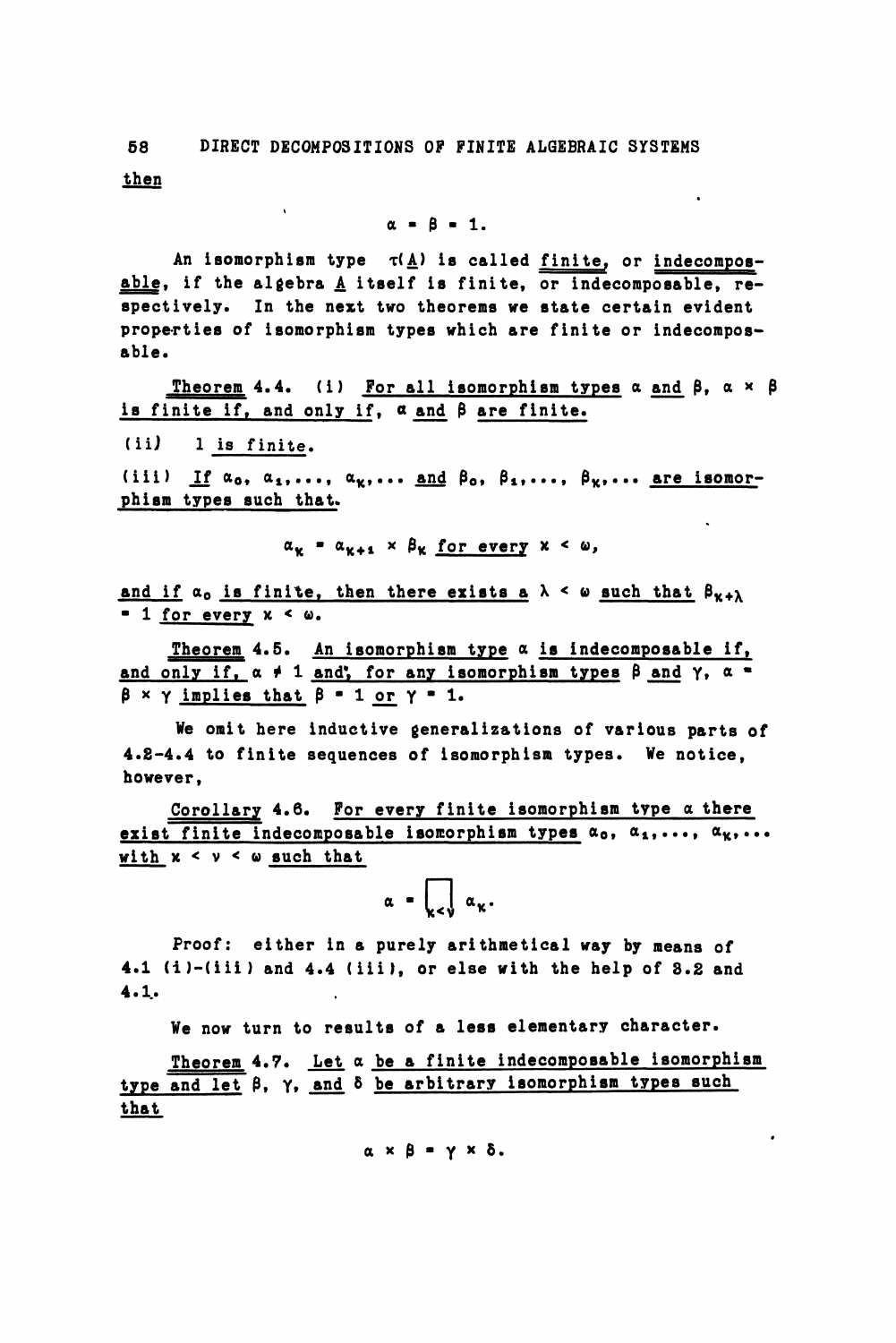then

$$\alpha = \beta = 1.$$

An isomorphism type $\tau(\underline{A})$ is called finite, or indecomposable, if the algebra $\underline{A}$ itself is finite, or indecomposable, respectively. In the next two theorems we state certain evident properties of isomorphism types which are finite or indecomposable.

Theorem 4.4. (i) *For all isomorphism types $\alpha$ and $\beta$, $\alpha \times \beta$ is finite if, and only if, $\alpha$ and $\beta$ are finite.*

(ii) *1 is finite.*

(iii) *If $\alpha_0, \alpha_1, \ldots, \alpha_\kappa, \ldots$ and $\beta_0, \beta_1, \ldots, \beta_\kappa, \ldots$ are isomorphism types such that*

$$\alpha_\kappa = \alpha_{\kappa+1} \times \beta_\kappa \text{ for every } \kappa < \omega,$$

*and if $\alpha_0$ is finite, then there exists a $\lambda < \omega$ such that $\beta_{\kappa+\lambda} = 1$ for every $\kappa < \omega$.*

Theorem 4.5. *An isomorphism type $\alpha$ is indecomposable if, and only if, $\alpha \neq 1$ and, for any isomorphism types $\beta$ and $\gamma$, $\alpha = \beta \times \gamma$ implies that $\beta = 1$ or $\gamma = 1$.*

We omit here inductive generalizations of various parts of 4.2-4.4 to finite sequences of isomorphism types. We notice, however,

Corollary 4.6. *For every finite isomorphism type $\alpha$ there exist finite indecomposable isomorphism types $\alpha_0, \alpha_1, \ldots, \alpha_\kappa, \ldots$ with $\kappa < \nu < \omega$ such that*

$$\alpha = \prod_{\kappa<\nu} \alpha_\kappa.$$

Proof: either in a purely arithmetical way by means of 4.1 (i)-(iii) and 4.4 (iii), or else with the help of 3.2 and 4.1.

We now turn to results of a less elementary character.

Theorem 4.7. *Let $\alpha$ be a finite indecomposable isomorphism type and let $\beta$, $\gamma$, and $\delta$ be arbitrary isomorphism types such that*

$$\alpha \times \beta = \gamma \times \delta.$$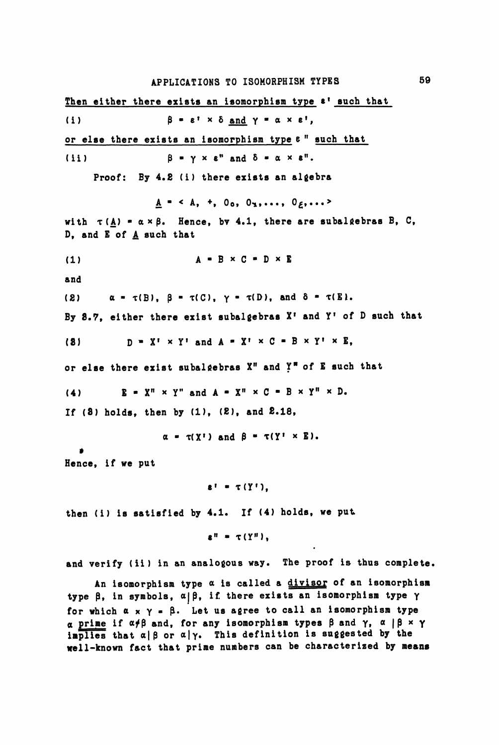<u>Then either there exists an isomorphism type $\varepsilon'$ such that</u>

(i) $$\beta = \varepsilon' \times \delta \text{ \underline{and} } \gamma = \alpha \times \varepsilon',$$

<u>or else there exists an isomorphism type $\varepsilon''$ such that</u>

(ii) $$\beta = \gamma \times \varepsilon'' \text{ and } \delta = \alpha \times \varepsilon''.$$

Proof: By 4.2 (i) there exists an algebra

$$\underline{A} = \langle A, +, O_0, O_1, \ldots, O_\xi, \ldots \rangle$$

with $\tau(\underline{A}) = \alpha \times \beta$. Hence, by 4.1, there are subalgebras B, C, D, and E of $\underline{A}$ such that

(1) $$A = B \times C = D \times E$$

and

(2) $$\alpha = \tau(B),\ \beta = \tau(C),\ \gamma = \tau(D), \text{ and } \delta = \tau(E).$$

By 3.7, either there exist subalgebras X' and Y' of D such that

(3) $$D = X' \times Y' \text{ and } A = X' \times C = B \times Y' \times E,$$

or else there exist subalgebras X" and Y" of E such that

(4) $$E = X'' \times Y'' \text{ and } A = X'' \times C = B \times Y'' \times D.$$

If (3) holds, then by (1), (2), and 2.18,

$$\alpha = \tau(X') \text{ and } \beta = \tau(Y' \times E).$$

Hence, if we put

$$\varepsilon' = \tau(Y'),$$

then (i) is satisfied by 4.1. If (4) holds, we put

$$\varepsilon'' = \tau(Y''),$$

and verify (ii) in an analogous way. The proof is thus complete.

An isomorphism type $\alpha$ is called a <u>divisor</u> of an isomorphism type $\beta$, in symbols, $\alpha | \beta$, if there exists an isomorphism type $\gamma$ for which $\alpha \times \gamma = \beta$. Let us agree to call an isomorphism type $\alpha$ <u>prime</u> if $\alpha \neq \beta$ and, for any isomorphism types $\beta$ and $\gamma$, $\alpha \mid \beta \times \gamma$ implies that $\alpha | \beta$ or $\alpha | \gamma$. This definition is suggested by the well-known fact that prime numbers can be characterized by means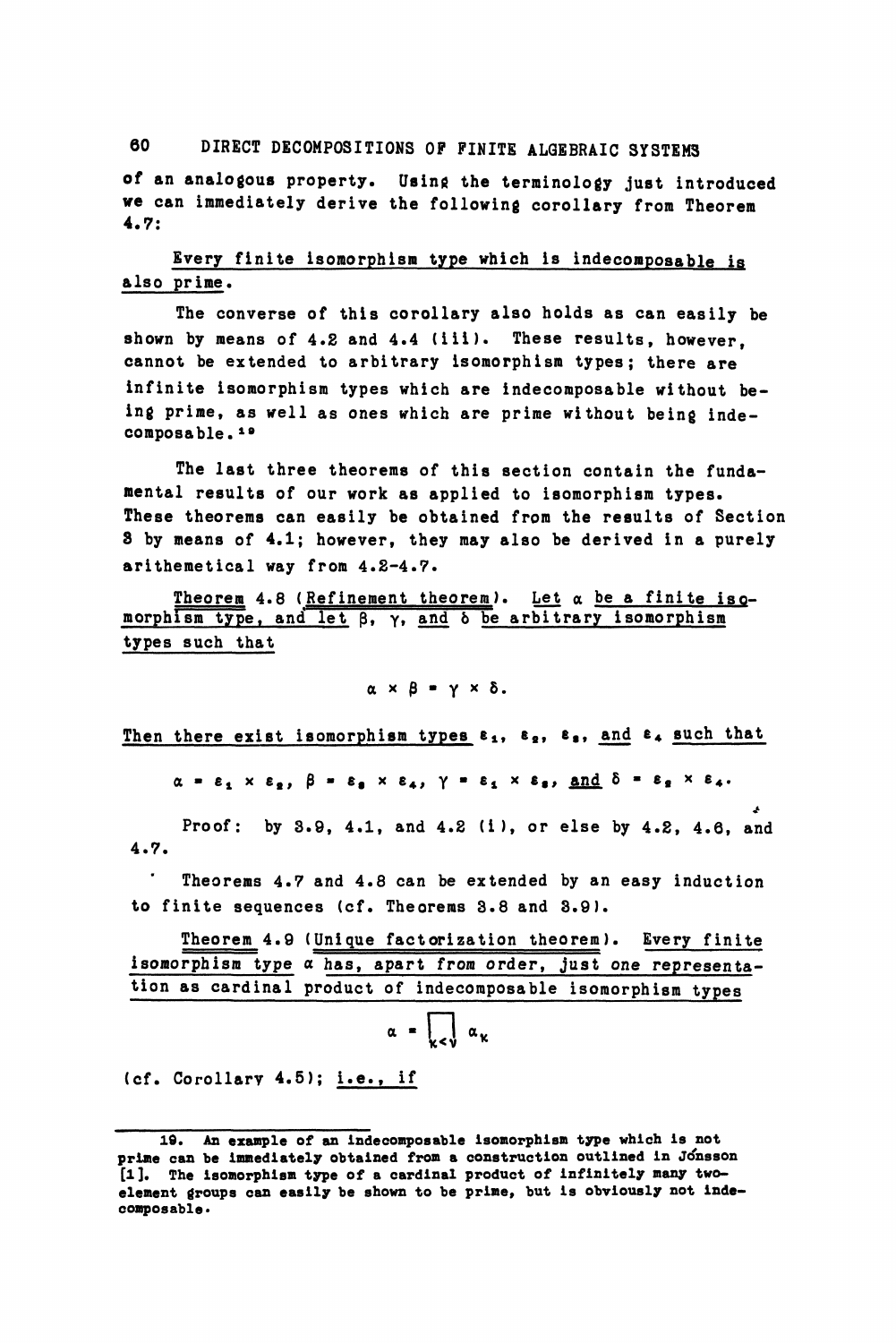of an analogous property. Using the terminology just introduced we can immediately derive the following corollary from Theorem 4.7:

<u>Every finite isomorphism type which is indecomposable is also prime.</u>

The converse of this corollary also holds as can easily be shown by means of 4.2 and 4.4 (iii). These results, however, cannot be extended to arbitrary isomorphism types; there are infinite isomorphism types which are indecomposable without being prime, as well as ones which are prime without being indecomposable.[19]

The last three theorems of this section contain the fundamental results of our work as applied to isomorphism types. These theorems can easily be obtained from the results of Section 3 by means of 4.1; however, they may also be derived in a purely arithemetical way from 4.2–4.7.

<u>Theorem 4.8 (Refinement theorem). Let $\alpha$ be a finite isomorphism type, and let $\beta$, $\gamma$, and $\delta$ be arbitrary isomorphism types such that</u>

$$\alpha \times \beta = \gamma \times \delta.$$

<u>Then there exist isomorphism types $\varepsilon_1$, $\varepsilon_2$, $\varepsilon_3$, and $\varepsilon_4$ such that</u>

$$\alpha = \varepsilon_1 \times \varepsilon_2,\ \beta = \varepsilon_3 \times \varepsilon_4,\ \gamma = \varepsilon_1 \times \varepsilon_3,\ \text{and}\ \delta = \varepsilon_2 \times \varepsilon_4.$$

Proof: by 3.9, 4.1, and 4.2 (i), or else by 4.2, 4.6, and 4.7.

Theorems 4.7 and 4.8 can be extended by an easy induction to finite sequences (cf. Theorems 3.8 and 3.9).

<u>Theorem 4.9 (Unique factorization theorem). Every finite isomorphism type $\alpha$ has, apart from order, just one representation as cardinal product of indecomposable isomorphism types</u>

$$\alpha = \prod_{\kappa<\nu} \alpha_\kappa$$

(cf. Corollary 4.5); <u>i.e., if</u>

---

19. An example of an indecomposable isomorphism type which is not prime can be immediately obtained from a construction outlined in Jónsson [1]. The isomorphism type of a cardinal product of infinitely many two-element groups can easily be shown to be prime, but is obviously not indecomposable.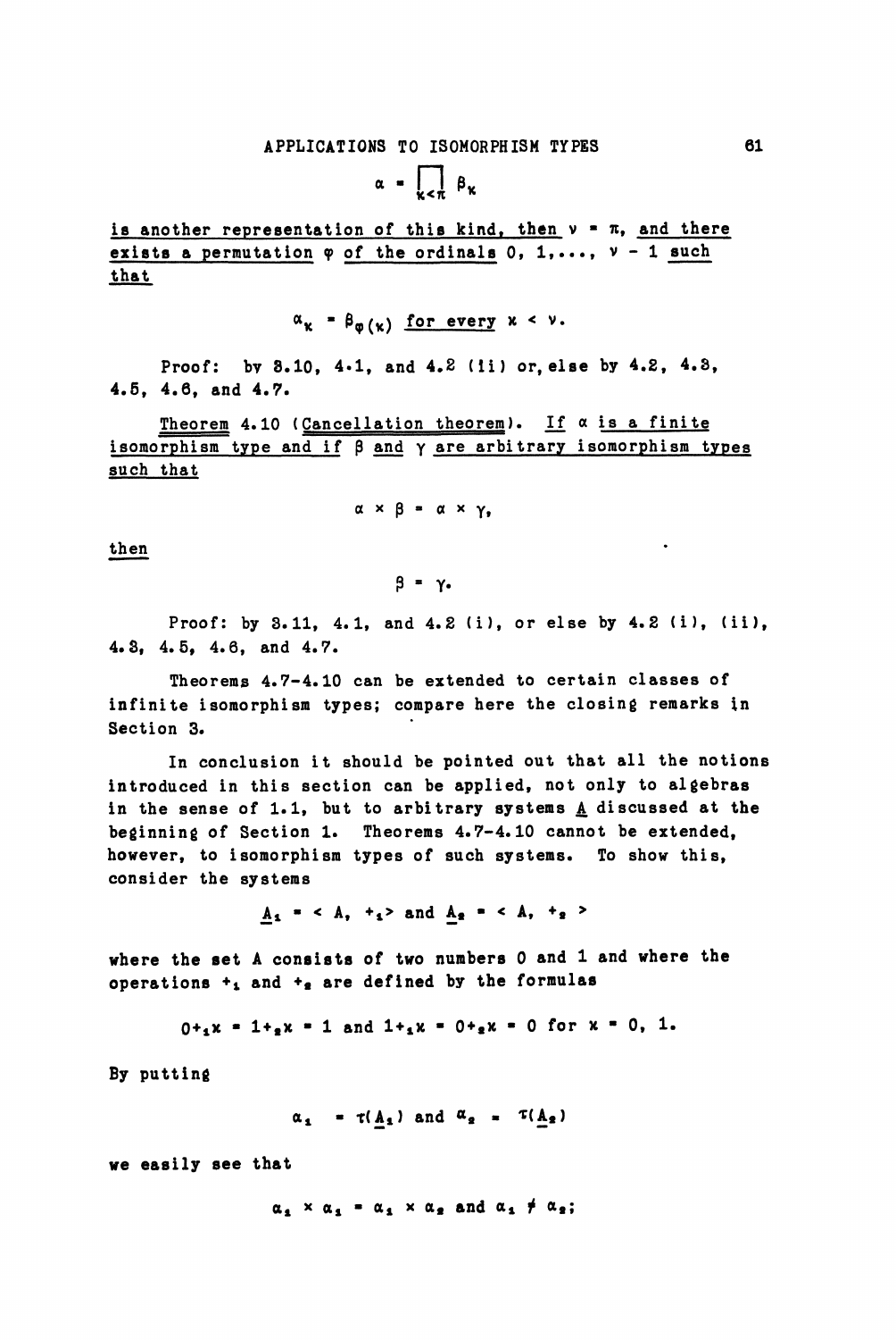$$\alpha = \prod_{\kappa<\pi} \beta_\kappa$$

<u>is another representation of this kind, then</u> $\nu = \pi$, <u>and there exists a permutation</u> $\varphi$ <u>of the ordinals</u> $0, 1, \ldots, \nu - 1$ <u>such that</u>

$$\alpha_\kappa = \beta_{\varphi(\kappa)} \text{ for every } \kappa < \nu.$$

Proof: by 3.10, 4.1, and 4.2 (ii) or, else by 4.2, 4.3, 4.5, 4.6, and 4.7.

<u>Theorem</u> 4.10 (<u>Cancellation theorem</u>). <u>If</u> $\alpha$ <u>is a finite isomorphism type and if</u> $\beta$ <u>and</u> $\gamma$ <u>are arbitrary isomorphism types such that</u>

$$\alpha \times \beta = \alpha \times \gamma,$$

<u>then</u>

$$\beta = \gamma.$$

Proof: by 3.11, 4.1, and 4.2 (i), or else by 4.2 (i), (ii), 4.3, 4.5, 4.6, and 4.7.

Theorems 4.7-4.10 can be extended to certain classes of infinite isomorphism types; compare here the closing remarks in Section 3.

In conclusion it should be pointed out that all the notions introduced in this section can be applied, not only to algebras in the sense of 1.1, but to arbitrary systems $\underline{A}$ discussed at the beginning of Section 1. Theorems 4.7-4.10 cannot be extended, however, to isomorphism types of such systems. To show this, consider the systems

$$\underline{A}_1 = \langle A, +_1 \rangle \text{ and } \underline{A}_2 = \langle A, +_2 \rangle$$

where the set A consists of two numbers 0 and 1 and where the operations $+_1$ and $+_2$ are defined by the formulas

$$0 +_1 x = 1 +_2 x = 1 \text{ and } 1 +_1 x = 0 +_2 x = 0 \text{ for } x = 0, 1.$$

By putting

$$\alpha_1 = \tau(\underline{A}_1) \text{ and } \alpha_2 = \tau(\underline{A}_2)$$

we easily see that

$$\alpha_1 \times \alpha_1 = \alpha_1 \times \alpha_2 \text{ and } \alpha_1 \neq \alpha_2;$$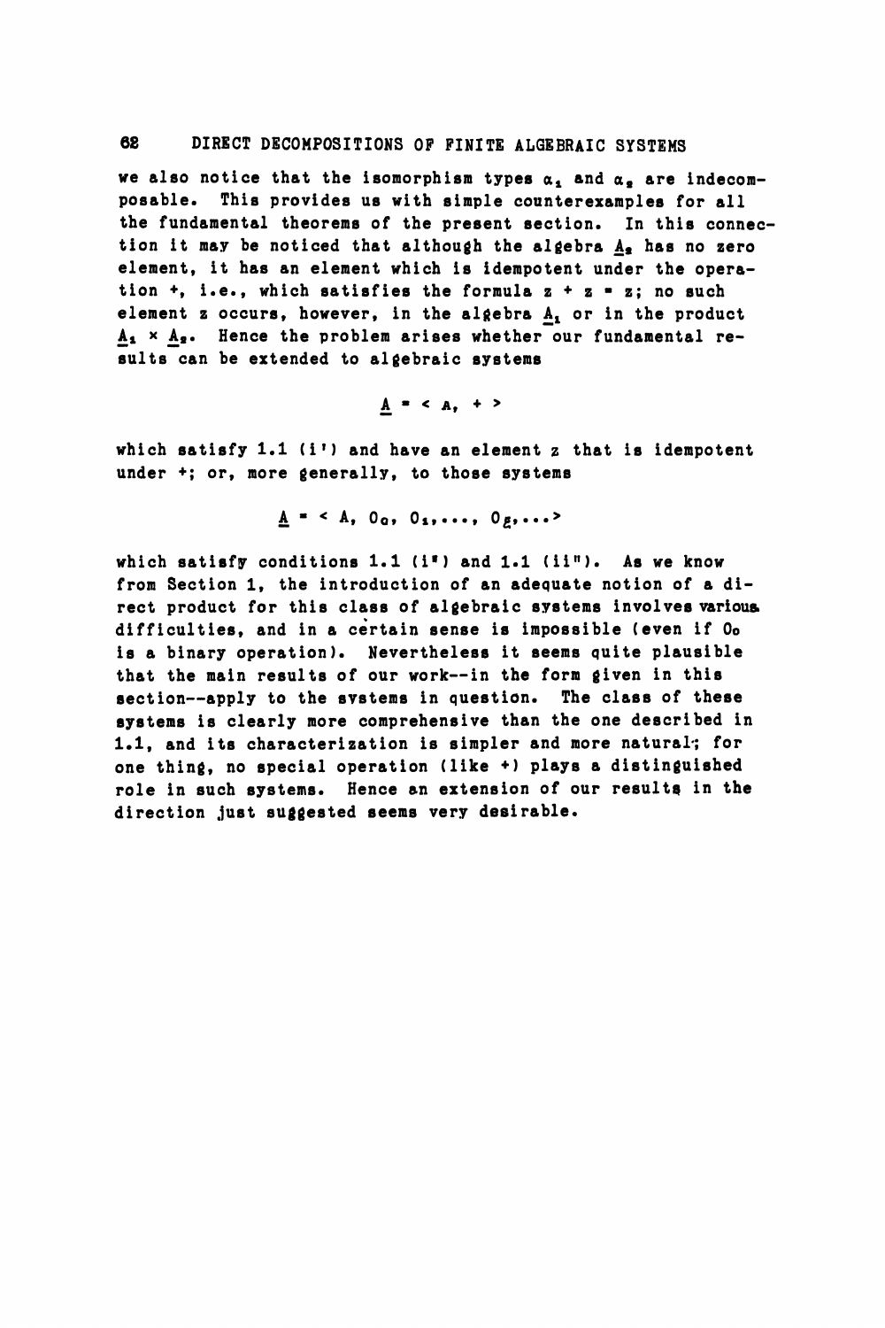we also notice that the isomorphism types $\alpha_1$ and $\alpha_2$ are indecomposable. This provides us with simple counterexamples for all the fundamental theorems of the present section. In this connection it may be noticed that although the algebra $\underline{A}_2$ has no zero element, it has an element which is idempotent under the operation +, i.e., which satisfies the formula $z + z = z$; no such element $z$ occurs, however, in the algebra $\underline{A}_1$ or in the product $\underline{A}_1 \times \underline{A}_2$. Hence the problem arises whether our fundamental results can be extended to algebraic systems

$$\underline{A} = \langle A, + \rangle$$

which satisfy 1.1 (i') and have an element $z$ that is idempotent under +; or, more generally, to those systems

$$\underline{A} = \langle A, O_0, O_1, \ldots, O_\xi, \ldots \rangle$$

which satisfy conditions 1.1 (i") and 1.1 (ii"). As we know from Section 1, the introduction of an adequate notion of a direct product for this class of algebraic systems involves various difficulties, and in a certain sense is impossible (even if $O_0$ is a binary operation). Nevertheless it seems quite plausible that the main results of our work--in the form given in this section--apply to the systems in question. The class of these systems is clearly more comprehensive than the one described in 1.1, and its characterization is simpler and more natural; for one thing, no special operation (like +) plays a distinguished role in such systems. Hence an extension of our results in the direction just suggested seems very desirable.